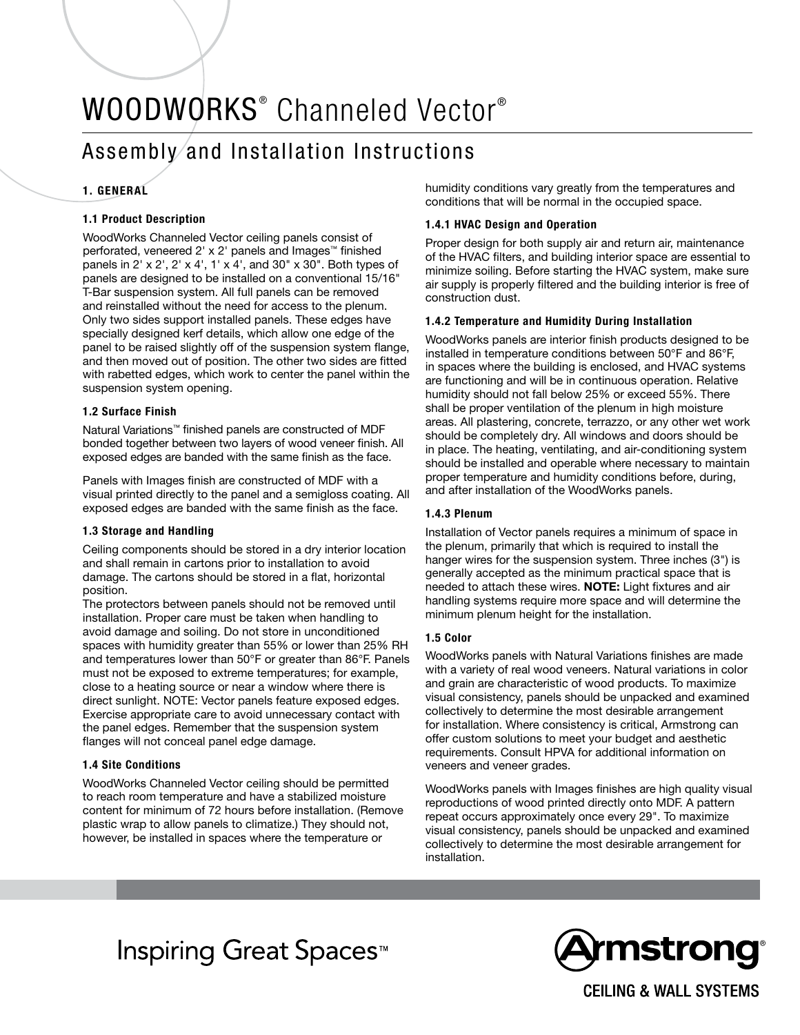# WOODWORKS® Channeled Vector®

## Assembly and Installation Instructions

### 1. GENERAL

#### 1.1 Product Description

WoodWorks Channeled Vector ceiling panels consist of perforated, veneered 2' x 2' panels and Images™ finished panels in 2' x 2', 2' x 4', 1' x 4', and 30" x 30". Both types of panels are designed to be installed on a conventional 15/16" T-Bar suspension system. All full panels can be removed and reinstalled without the need for access to the plenum. Only two sides support installed panels. These edges have specially designed kerf details, which allow one edge of the panel to be raised slightly off of the suspension system flange, and then moved out of position. The other two sides are fitted with rabetted edges, which work to center the panel within the suspension system opening.

#### 1.2 Surface Finish

Natural Variations™ finished panels are constructed of MDF bonded together between two layers of wood veneer finish. All exposed edges are banded with the same finish as the face.

Panels with Images finish are constructed of MDF with a visual printed directly to the panel and a semigloss coating. All exposed edges are banded with the same finish as the face.

#### 1.3 Storage and Handling

Ceiling components should be stored in a dry interior location and shall remain in cartons prior to installation to avoid damage. The cartons should be stored in a flat, horizontal position.
The protectors between panels should not be removed until installation. Proper care must be taken when handling to avoid damage and soiling. Do not store in unconditioned spaces with humidity greater than 55% or lower than 25% RH and temperatures lower than 50°F or greater than 86°F. Panels must not be exposed to extreme temperatures; for example, close to a heating source or near a window where there is direct sunlight. NOTE: Vector panels feature exposed edges. Exercise appropriate care to avoid unnecessary contact with the panel edges. Remember that the suspension system flanges will not conceal panel edge damage.

#### 1.4 Site Conditions

WoodWorks Channeled Vector ceiling should be permitted to reach room temperature and have a stabilized moisture content for minimum of 72 hours before installation. (Remove plastic wrap to allow panels to climatize.) They should not, however, be installed in spaces where the temperature or humidity conditions vary greatly from the temperatures and conditions that will be normal in the occupied space.

##### 1.4.1 HVAC Design and Operation

Proper design for both supply air and return air, maintenance of the HVAC filters, and building interior space are essential to minimize soiling. Before starting the HVAC system, make sure air supply is properly filtered and the building interior is free of construction dust.

##### 1.4.2 Temperature and Humidity During Installation

WoodWorks panels are interior finish products designed to be installed in temperature conditions between 50°F and 86°F, in spaces where the building is enclosed, and HVAC systems are functioning and will be in continuous operation. Relative humidity should not fall below 25% or exceed 55%. There shall be proper ventilation of the plenum in high moisture areas. All plastering, concrete, terrazzo, or any other wet work should be completely dry. All windows and doors should be in place. The heating, ventilating, and air-conditioning system should be installed and operable where necessary to maintain proper temperature and humidity conditions before, during, and after installation of the WoodWorks panels.

##### 1.4.3 Plenum

Installation of Vector panels requires a minimum of space in the plenum, primarily that which is required to install the hanger wires for the suspension system. Three inches (3") is generally accepted as the minimum practical space that is needed to attach these wires. **NOTE:** Light fixtures and air handling systems require more space and will determine the minimum plenum height for the installation.

#### 1.5 Color

WoodWorks panels with Natural Variations finishes are made with a variety of real wood veneers. Natural variations in color and grain are characteristic of wood products. To maximize visual consistency, panels should be unpacked and examined collectively to determine the most desirable arrangement for installation. Where consistency is critical, Armstrong can offer custom solutions to meet your budget and aesthetic requirements. Consult HPVA for additional information on veneers and veneer grades.

WoodWorks panels with Images finishes are high quality visual reproductions of wood printed directly onto MDF. A pattern repeat occurs approximately once every 29". To maximize visual consistency, panels should be unpacked and examined collectively to determine the most desirable arrangement for installation.

Inspiring Great Spaces™

Armstrong® CEILING & WALL SYSTEMS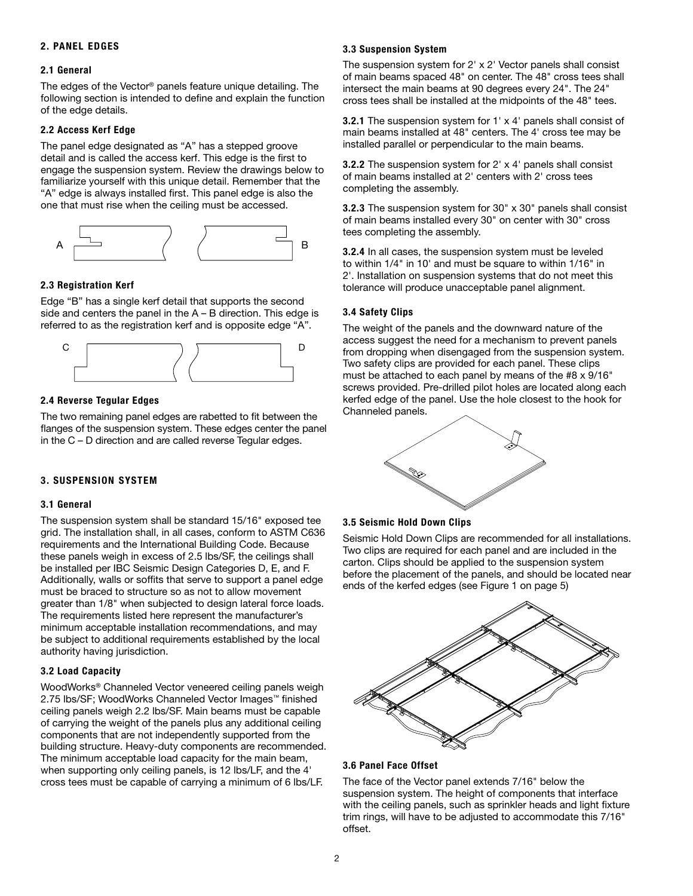## 2. PANEL EDGES

### 2.1 General

The edges of the Vector® panels feature unique detailing. The following section is intended to define and explain the function of the edge details.

### 2.2 Access Kerf Edge

The panel edge designated as "A" has a stepped groove detail and is called the access kerf. This edge is the first to engage the suspension system. Review the drawings below to familiarize yourself with this unique detail. Remember that the "A" edge is always installed first. This panel edge is also the one that must rise when the ceiling must be accessed.

### 2.3 Registration Kerf

Edge "B" has a single kerf detail that supports the second side and centers the panel in the A – B direction. This edge is referred to as the registration kerf and is opposite edge "A".

### 2.4 Reverse Tegular Edges

The two remaining panel edges are rabetted to fit between the flanges of the suspension system. These edges center the panel in the C – D direction and are called reverse Tegular edges.

## 3. SUSPENSION SYSTEM

### 3.1 General

The suspension system shall be standard 15/16" exposed tee grid. The installation shall, in all cases, conform to ASTM C636 requirements and the International Building Code. Because these panels weigh in excess of 2.5 lbs/SF, the ceilings shall be installed per IBC Seismic Design Categories D, E, and F. Additionally, walls or soffits that serve to support a panel edge must be braced to structure so as not to allow movement greater than 1/8" when subjected to design lateral force loads. The requirements listed here represent the manufacturer's minimum acceptable installation recommendations, and may be subject to additional requirements established by the local authority having jurisdiction.

### 3.2 Load Capacity

WoodWorks® Channeled Vector veneered ceiling panels weigh 2.75 lbs/SF; WoodWorks Channeled Vector Images™ finished ceiling panels weigh 2.2 lbs/SF. Main beams must be capable of carrying the weight of the panels plus any additional ceiling components that are not independently supported from the building structure. Heavy-duty components are recommended. The minimum acceptable load capacity for the main beam, when supporting only ceiling panels, is 12 lbs/LF, and the 4' cross tees must be capable of carrying a minimum of 6 lbs/LF.

### 3.3 Suspension System

The suspension system for 2' x 2' Vector panels shall consist of main beams spaced 48" on center. The 48" cross tees shall intersect the main beams at 90 degrees every 24". The 24" cross tees shall be installed at the midpoints of the 48" tees.

**3.2.1** The suspension system for 1' x 4' panels shall consist of main beams installed at 48" centers. The 4' cross tee may be installed parallel or perpendicular to the main beams.

**3.2.2** The suspension system for 2' x 4' panels shall consist of main beams installed at 2' centers with 2' cross tees completing the assembly.

**3.2.3** The suspension system for 30" x 30" panels shall consist of main beams installed every 30" on center with 30" cross tees completing the assembly.

**3.2.4** In all cases, the suspension system must be leveled to within 1/4" in 10' and must be square to within 1/16" in 2'. Installation on suspension systems that do not meet this tolerance will produce unacceptable panel alignment.

### 3.4 Safety Clips

The weight of the panels and the downward nature of the access suggest the need for a mechanism to prevent panels from dropping when disengaged from the suspension system. Two safety clips are provided for each panel. These clips must be attached to each panel by means of the #8 x 9/16" screws provided. Pre-drilled pilot holes are located along each kerfed edge of the panel. Use the hole closest to the hook for Channeled panels.

### 3.5 Seismic Hold Down Clips

Seismic Hold Down Clips are recommended for all installations. Two clips are required for each panel and are included in the carton. Clips should be applied to the suspension system before the placement of the panels, and should be located near ends of the kerfed edges (see Figure 1 on page 5)

### 3.6 Panel Face Offset

The face of the Vector panel extends 7/16" below the suspension system. The height of components that interface with the ceiling panels, such as sprinkler heads and light fixture trim rings, will have to be adjusted to accommodate this 7/16" offset.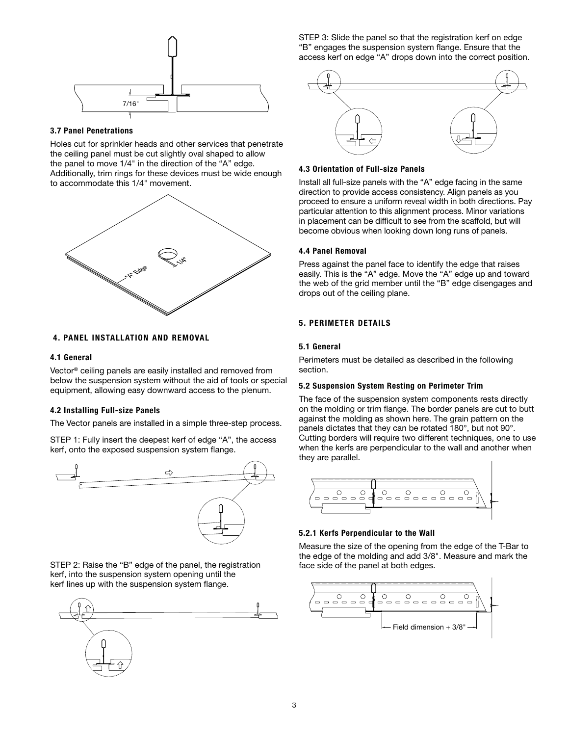7/16"

### 3.7 Panel Penetrations

Holes cut for sprinkler heads and other services that penetrate the ceiling panel must be cut slightly oval shaped to allow the panel to move 1/4" in the direction of the "A" edge. Additionally, trim rings for these devices must be wide enough to accommodate this 1/4" movement.

"A" Edge

1/4"

## 4. PANEL INSTALLATION AND REMOVAL

### 4.1 General

Vector® ceiling panels are easily installed and removed from below the suspension system without the aid of tools or special equipment, allowing easy downward access to the plenum.

### 4.2 Installing Full-size Panels

The Vector panels are installed in a simple three-step process.

STEP 1: Fully insert the deepest kerf of edge "A", the access kerf, onto the exposed suspension system flange.

STEP 2: Raise the "B" edge of the panel, the registration kerf, into the suspension system opening until the kerf lines up with the suspension system flange.

STEP 3: Slide the panel so that the registration kerf on edge "B" engages the suspension system flange. Ensure that the access kerf on edge "A" drops down into the correct position.

### 4.3 Orientation of Full-size Panels

Install all full-size panels with the "A" edge facing in the same direction to provide access consistency. Align panels as you proceed to ensure a uniform reveal width in both directions. Pay particular attention to this alignment process. Minor variations in placement can be difficult to see from the scaffold, but will become obvious when looking down long runs of panels.

### 4.4 Panel Removal

Press against the panel face to identify the edge that raises easily. This is the "A" edge. Move the "A" edge up and toward the web of the grid member until the "B" edge disengages and drops out of the ceiling plane.

## 5. PERIMETER DETAILS

### 5.1 General

Perimeters must be detailed as described in the following section.

### 5.2 Suspension System Resting on Perimeter Trim

The face of the suspension system components rests directly on the molding or trim flange. The border panels are cut to butt against the molding as shown here. The grain pattern on the panels dictates that they can be rotated 180°, but not 90°. Cutting borders will require two different techniques, one to use when the kerfs are perpendicular to the wall and another when they are parallel.

#### 5.2.1 Kerfs Perpendicular to the Wall

Measure the size of the opening from the edge of the T-Bar to the edge of the molding and add 3/8". Measure and mark the face side of the panel at both edges.

Field dimension + 3/8"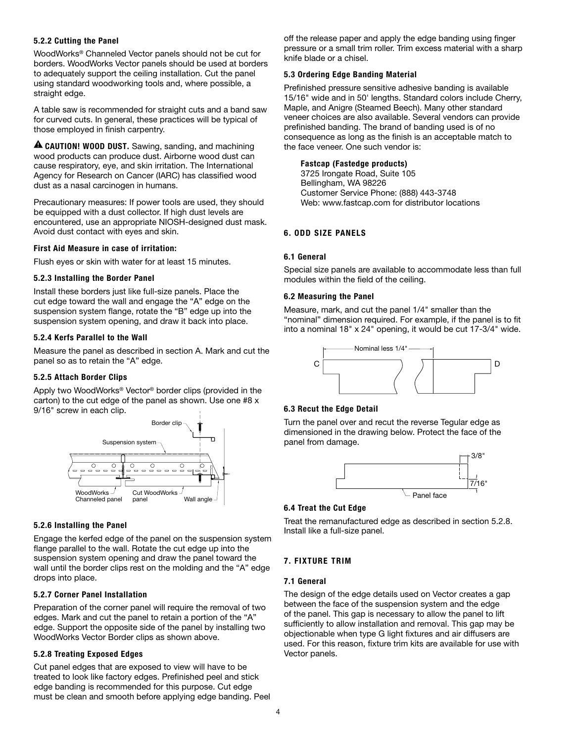### 5.2.2 Cutting the Panel

WoodWorks® Channeled Vector panels should not be cut for borders. WoodWorks Vector panels should be used at borders to adequately support the ceiling installation. Cut the panel using standard woodworking tools and, where possible, a straight edge.

A table saw is recommended for straight cuts and a band saw for curved cuts. In general, these practices will be typical of those employed in finish carpentry.

⚠ **CAUTION! WOOD DUST.** Sawing, sanding, and machining wood products can produce dust. Airborne wood dust can cause respiratory, eye, and skin irritation. The International Agency for Research on Cancer (IARC) has classified wood dust as a nasal carcinogen in humans.

Precautionary measures: If power tools are used, they should be equipped with a dust collector. If high dust levels are encountered, use an appropriate NIOSH-designed dust mask. Avoid dust contact with eyes and skin.

**First Aid Measure in case of irritation:**

Flush eyes or skin with water for at least 15 minutes.

### 5.2.3 Installing the Border Panel

Install these borders just like full-size panels. Place the cut edge toward the wall and engage the "A" edge on the suspension system flange, rotate the "B" edge up into the suspension system opening, and draw it back into place.

### 5.2.4 Kerfs Parallel to the Wall

Measure the panel as described in section A. Mark and cut the panel so as to retain the "A" edge.

### 5.2.5 Attach Border Clips

Apply two WoodWorks® Vector® border clips (provided in the carton) to the cut edge of the panel as shown. Use one #8 x 9/16" screw in each clip.

Border clip
Suspension system
WoodWorks Channeled panel
Cut WoodWorks panel
Wall angle

### 5.2.6 Installing the Panel

Engage the kerfed edge of the panel on the suspension system flange parallel to the wall. Rotate the cut edge up into the suspension system opening and draw the panel toward the wall until the border clips rest on the molding and the "A" edge drops into place.

### 5.2.7 Corner Panel Installation

Preparation of the corner panel will require the removal of two edges. Mark and cut the panel to retain a portion of the "A" edge. Support the opposite side of the panel by installing two WoodWorks Vector Border clips as shown above.

### 5.2.8 Treating Exposed Edges

Cut panel edges that are exposed to view will have to be treated to look like factory edges. Prefinished peel and stick edge banding is recommended for this purpose. Cut edge must be clean and smooth before applying edge banding. Peel off the release paper and apply the edge banding using finger pressure or a small trim roller. Trim excess material with a sharp knife blade or a chisel.

### 5.3 Ordering Edge Banding Material

Prefinished pressure sensitive adhesive banding is available 15/16" wide and in 50' lengths. Standard colors include Cherry, Maple, and Anigre (Steamed Beech). Many other standard veneer choices are also available. Several vendors can provide prefinished banding. The brand of banding used is of no consequence as long as the finish is an acceptable match to the face veneer. One such vendor is:

**Fastcap (Fastedge products)**
3725 Irongate Road, Suite 105
Bellingham, WA 98226
Customer Service Phone: (888) 443-3748
Web: www.fastcap.com for distributor locations

## 6. ODD SIZE PANELS

### 6.1 General

Special size panels are available to accommodate less than full modules within the field of the ceiling.

### 6.2 Measuring the Panel

Measure, mark, and cut the panel 1/4" smaller than the "nominal" dimension required. For example, if the panel is to fit into a nominal 18" x 24" opening, it would be cut 17-3/4" wide.

Nominal less 1/4"
C
D

### 6.3 Recut the Edge Detail

Turn the panel over and recut the reverse Tegular edge as dimensioned in the drawing below. Protect the face of the panel from damage.

3/8"
7/16"
Panel face

### 6.4 Treat the Cut Edge

Treat the remanufactured edge as described in section 5.2.8. Install like a full-size panel.

## 7. FIXTURE TRIM

### 7.1 General

The design of the edge details used on Vector creates a gap between the face of the suspension system and the edge of the panel. This gap is necessary to allow the panel to lift sufficiently to allow installation and removal. This gap may be objectionable when type G light fixtures and air diffusers are used. For this reason, fixture trim kits are available for use with Vector panels.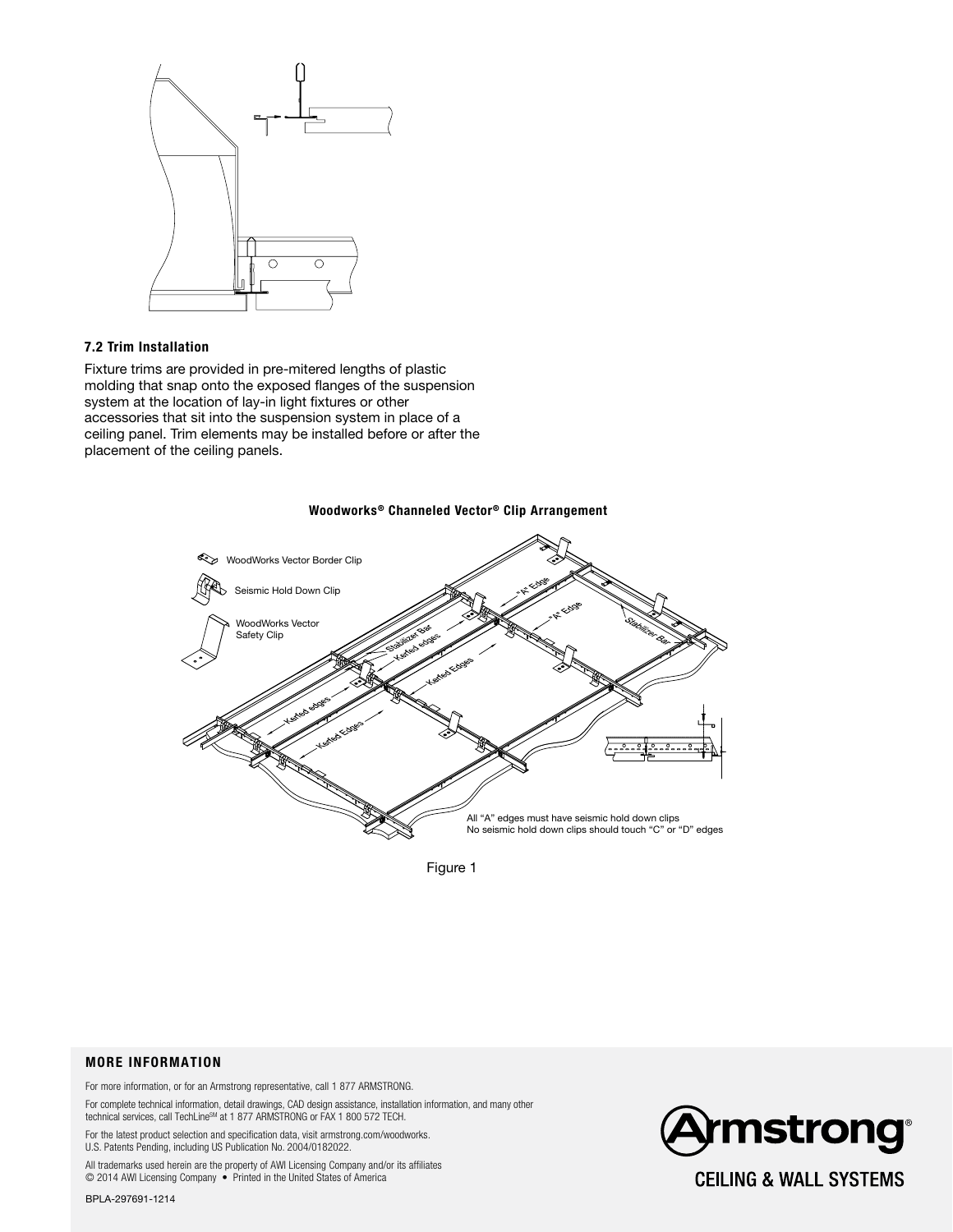### 7.2 Trim Installation

Fixture trims are provided in pre-mitered lengths of plastic molding that snap onto the exposed flanges of the suspension system at the location of lay-in light fixtures or other accessories that sit into the suspension system in place of a ceiling panel. Trim elements may be installed before or after the placement of the ceiling panels.

**Woodworks® Channeled Vector® Clip Arrangement**

WoodWorks Vector Border Clip

Seismic Hold Down Clip

WoodWorks Vector Safety Clip

"A" Edge

"A" Edge

Stabilizer Bar

Stabilizer Bar

Kerfed edges

Kerfed Edges

Kerfed edges

Kerfed Edges

All "A" edges must have seismic hold down clips
No seismic hold down clips should touch "C" or "D" edges

Figure 1

## MORE INFORMATION

For more information, or for an Armstrong representative, call 1 877 ARMSTRONG.

For complete technical information, detail drawings, CAD design assistance, installation information, and many other technical services, call TechLine[SM] at 1 877 ARMSTRONG or FAX 1 800 572 TECH.

For the latest product selection and specification data, visit armstrong.com/woodworks.
U.S. Patents Pending, including US Publication No. 2004/0182022.

All trademarks used herein are the property of AWI Licensing Company and/or its affiliates
© 2014 AWI Licensing Company • Printed in the United States of America

BPLA-297691-1214

Armstrong®
CEILING & WALL SYSTEMS